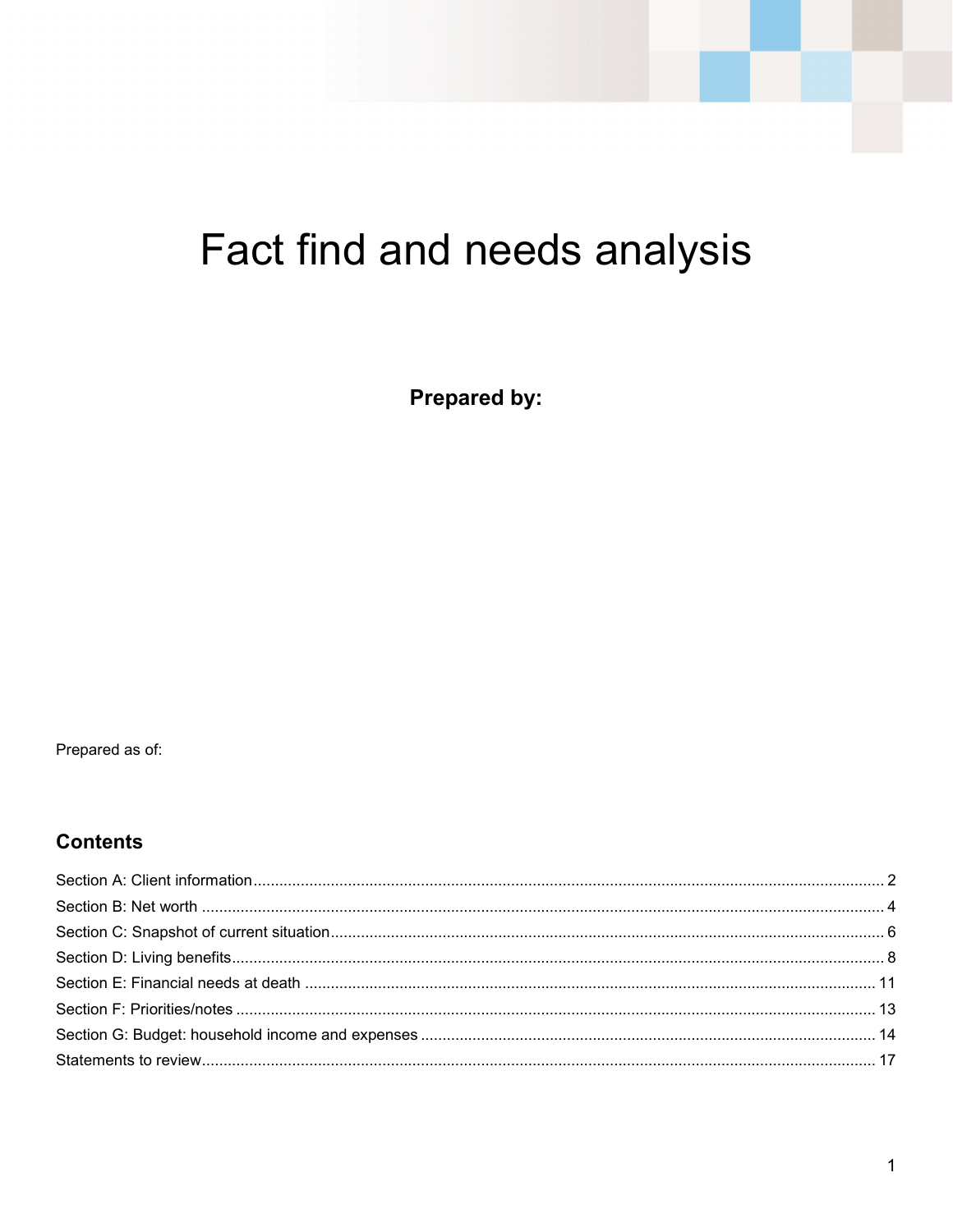# Fact find and needs analysis

**Prepared by:**

Prepared as of:

## Contents

Section A: Client information ........................................................ 2
Section B: Net worth ........................................................ 4
Section C: Snapshot of current situation ........................................................ 6
Section D: Living benefits ........................................................ 8
Section E: Financial needs at death ........................................................ 11
Section F: Priorities/notes ........................................................ 13
Section G: Budget: household income and expenses ........................................................ 14
Statements to review ........................................................ 17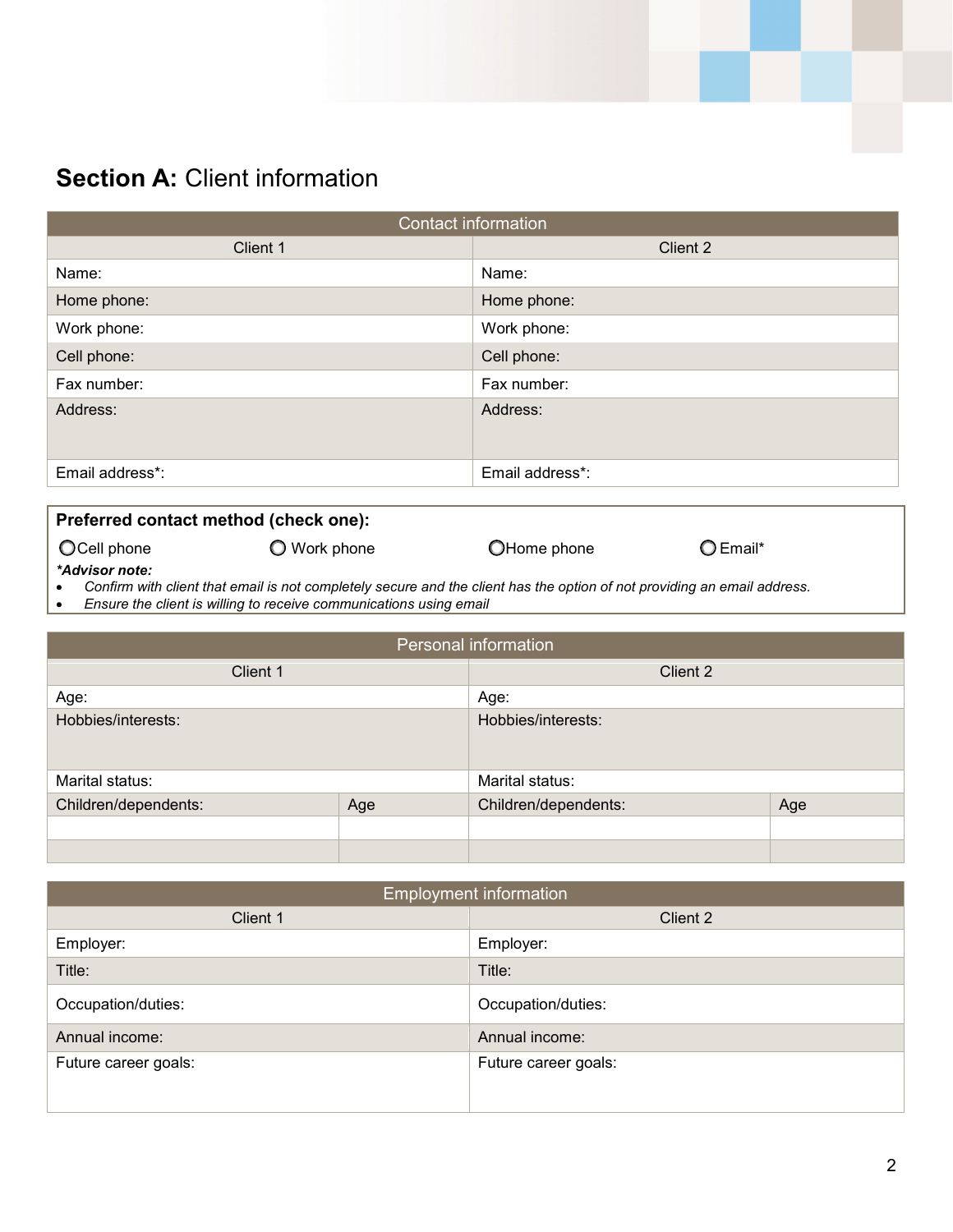## **Section A:** Client information

| Contact information | |
|---|---|
| Client 1 | Client 2 |
| Name: | Name: |
| Home phone: | Home phone: |
| Work phone: | Work phone: |
| Cell phone: | Cell phone: |
| Fax number: | Fax number: |
| Address: | Address: |
| Email address*: | Email address*: |

**Preferred contact method (check one):**

○ Cell phone ○ Work phone ○ Home phone ○ Email*

***Advisor note:***

- *Confirm with client that email is not completely secure and the client has the option of not providing an email address.*
- *Ensure the client is willing to receive communications using email*

| Personal information | | | |
|---|---|---|---|
| Client 1 | | Client 2 | |
| Age: | | Age: | |
| Hobbies/interests: | | Hobbies/interests: | |
| Marital status: | | Marital status: | |
| Children/dependents: | Age | Children/dependents: | Age |
| | | | |
| | | | |

| Employment information | |
|---|---|
| Client 1 | Client 2 |
| Employer: | Employer: |
| Title: | Title: |
| Occupation/duties: | Occupation/duties: |
| Annual income: | Annual income: |
| Future career goals: | Future career goals: |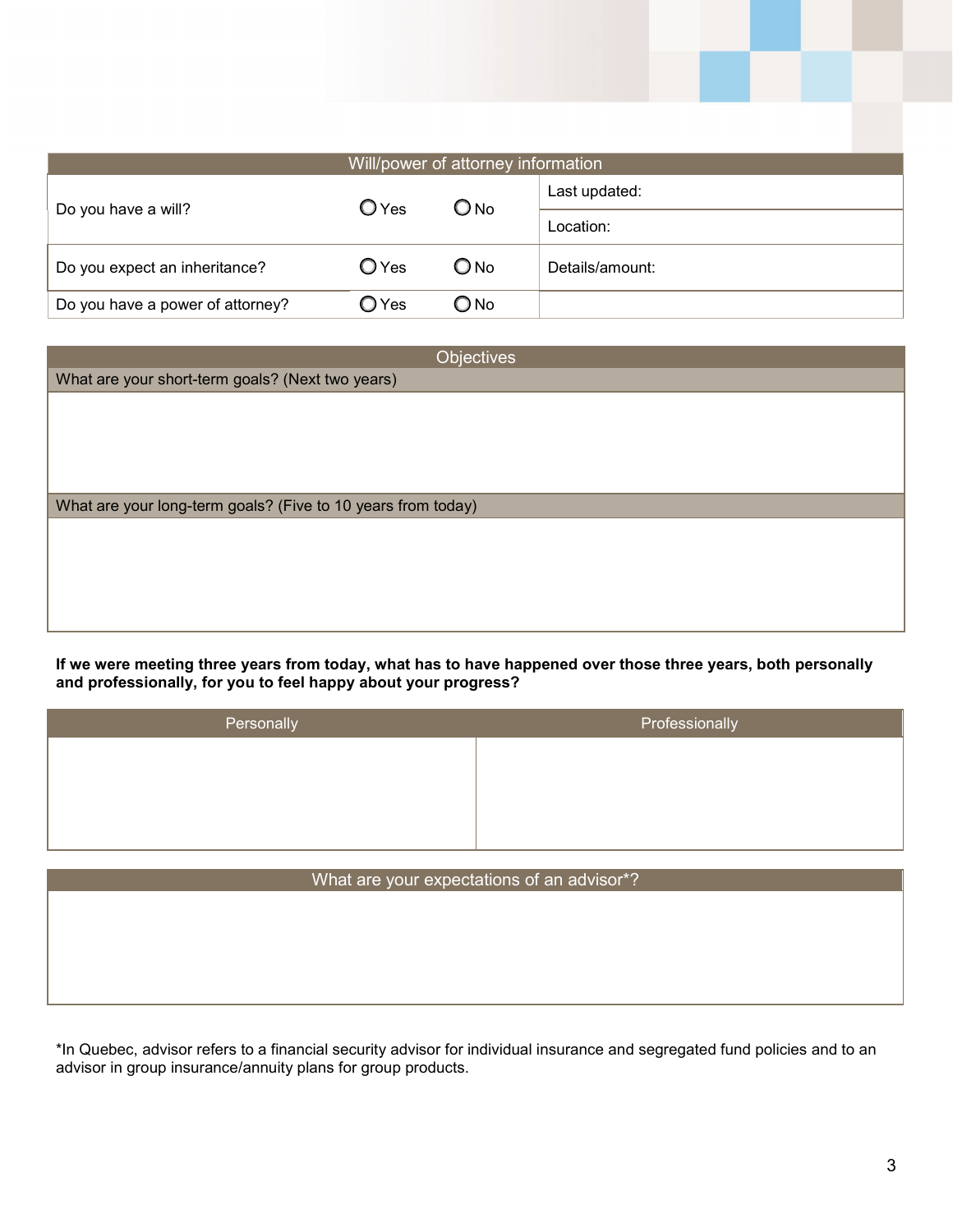## Will/power of attorney information

| Question | Yes | No | Details |
|---|---|---|---|
| Do you have a will? | ○ Yes | ○ No | Last updated: |
| | | | Location: |
| Do you expect an inheritance? | ○ Yes | ○ No | Details/amount: |
| Do you have a power of attorney? | ○ Yes | ○ No | |

## Objectives

What are your short-term goals? (Next two years)

What are your long-term goals? (Five to 10 years from today)

**If we were meeting three years from today, what has to have happened over those three years, both personally and professionally, for you to feel happy about your progress?**

| Personally | Professionally |
|---|---|
| | |

## What are your expectations of an advisor*?

*In Quebec, advisor refers to a financial security advisor for individual insurance and segregated fund policies and to an advisor in group insurance/annuity plans for group products.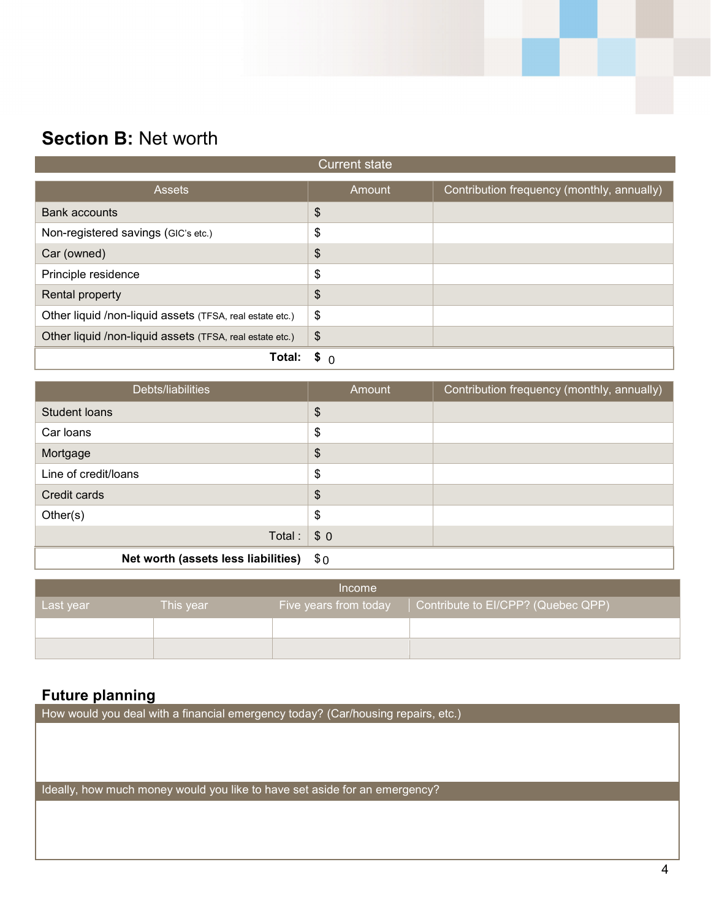## Section B: Net worth

| Current state | | |
|---|---|---|
| **Assets** | **Amount** | **Contribution frequency (monthly, annually)** |
| Bank accounts | $ | |
| Non-registered savings (GIC's etc.) | $ | |
| Car (owned) | $ | |
| Principle residence | $ | |
| Rental property | $ | |
| Other liquid /non-liquid assets (TFSA, real estate etc.) | $ | |
| Other liquid /non-liquid assets (TFSA, real estate etc.) | $ | |
| **Total:** | **$** 0 | |

| Debts/liabilities | Amount | Contribution frequency (monthly, annually) |
|---|---|---|
| Student loans | $ | |
| Car loans | $ | |
| Mortgage | $ | |
| Line of credit/loans | $ | |
| Credit cards | $ | |
| Other(s) | $ | |
| Total : | $ 0 | |
| **Net worth (assets less liabilities)** | $ 0 | |

| Income | | | |
|---|---|---|---|
| Last year | This year | Five years from today | Contribute to EI/CPP? (Quebec QPP) |
| | | | |
| | | | |

### Future planning

| How would you deal with a financial emergency today? (Car/housing repairs, etc.) |
|---|
| |

| Ideally, how much money would you like to have set aside for an emergency? |
|---|
| |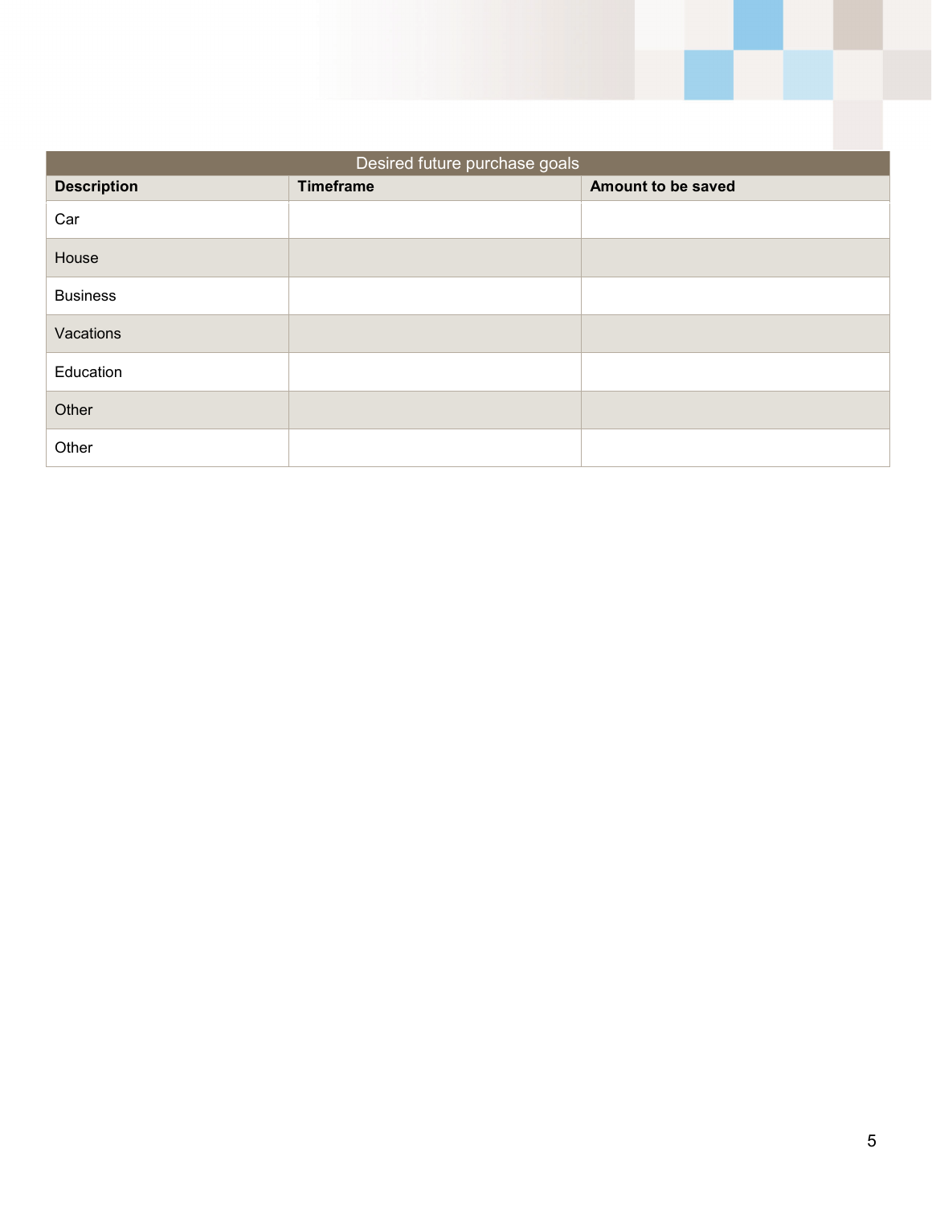| Desired future purchase goals | | |
|---|---|---|
| **Description** | **Timeframe** | **Amount to be saved** |
| Car | | |
| House | | |
| Business | | |
| Vacations | | |
| Education | | |
| Other | | |
| Other | | |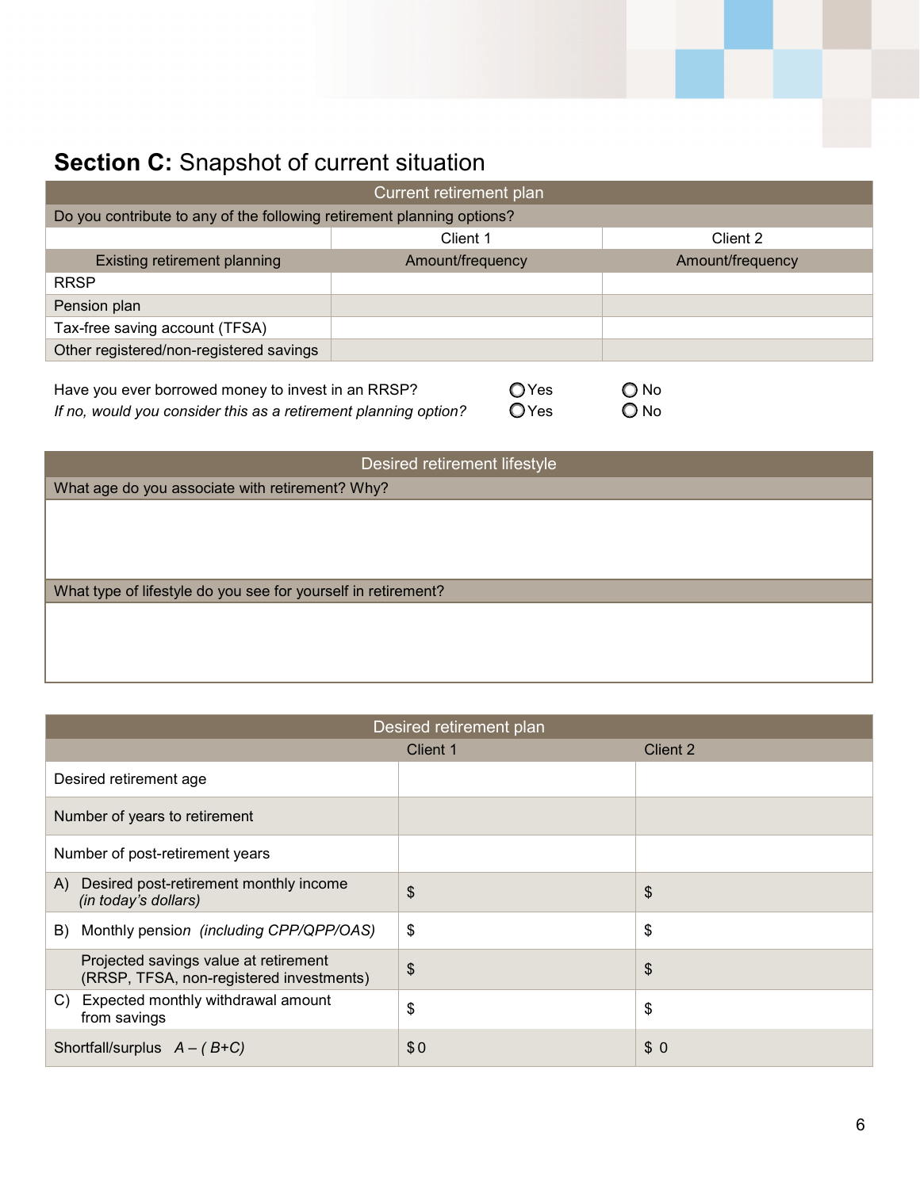## **Section C:** Snapshot of current situation

| Current retirement plan | | |
|---|---|---|
| Do you contribute to any of the following retirement planning options? | | |
| | Client 1 | Client 2 |
| Existing retirement planning | Amount/frequency | Amount/frequency |
| RRSP | | |
| Pension plan | | |
| Tax-free saving account (TFSA) | | |
| Other registered/non-registered savings | | |

Have you ever borrowed money to invest in an RRSP? ○ Yes ○ No

*If no, would you consider this as a retirement planning option?* ○ Yes ○ No

| Desired retirement lifestyle |
|---|
| What age do you associate with retirement? Why? |
| |
| What type of lifestyle do you see for yourself in retirement? |
| |

| Desired retirement plan | | |
|---|---|---|
| | Client 1 | Client 2 |
| Desired retirement age | | |
| Number of years to retirement | | |
| Number of post-retirement years | | |
| A) Desired post-retirement monthly income *(in today's dollars)* | $ | $ |
| B) Monthly pension *(including CPP/QPP/OAS)* | $ | $ |
| Projected savings value at retirement (RRSP, TFSA, non-registered investments) | $ | $ |
| C) Expected monthly withdrawal amount from savings | $ | $ |
| Shortfall/surplus *A – ( B+C)* | $0 | $ 0 |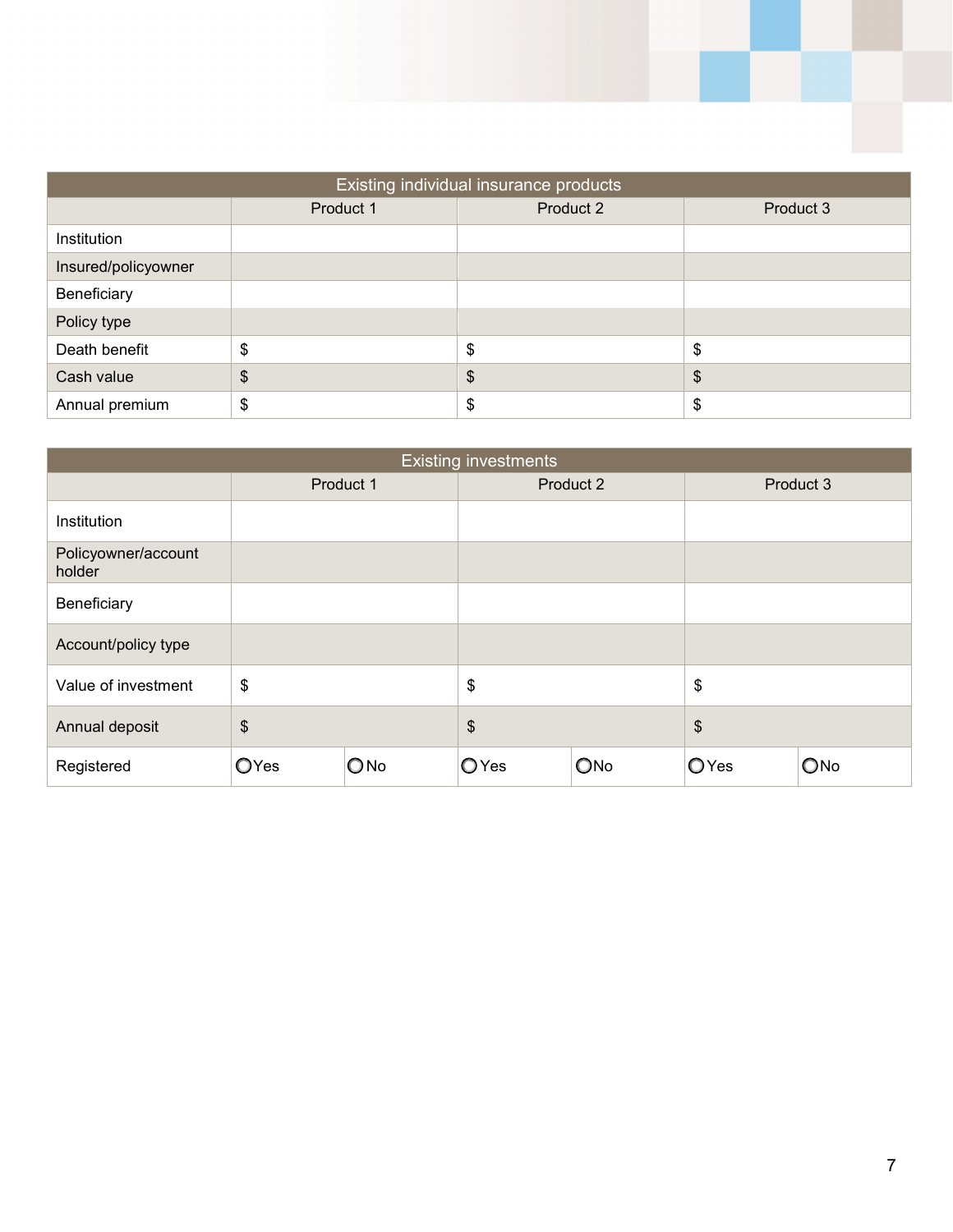| Existing individual insurance products | | | |
|---|---|---|---|
| | Product 1 | Product 2 | Product 3 |
| Institution | | | |
| Insured/policyowner | | | |
| Beneficiary | | | |
| Policy type | | | |
| Death benefit | $ | $ | $ |
| Cash value | $ | $ | $ |
| Annual premium | $ | $ | $ |

| Existing investments | | | | | | |
|---|---|---|---|---|---|---|
| | Product 1 | | Product 2 | | Product 3 | |
| Institution | | | | | | |
| Policyowner/account holder | | | | | | |
| Beneficiary | | | | | | |
| Account/policy type | | | | | | |
| Value of investment | $ | | $ | | $ | |
| Annual deposit | $ | | $ | | $ | |
| Registered | ○Yes | ○No | ○Yes | ○No | ○Yes | ○No |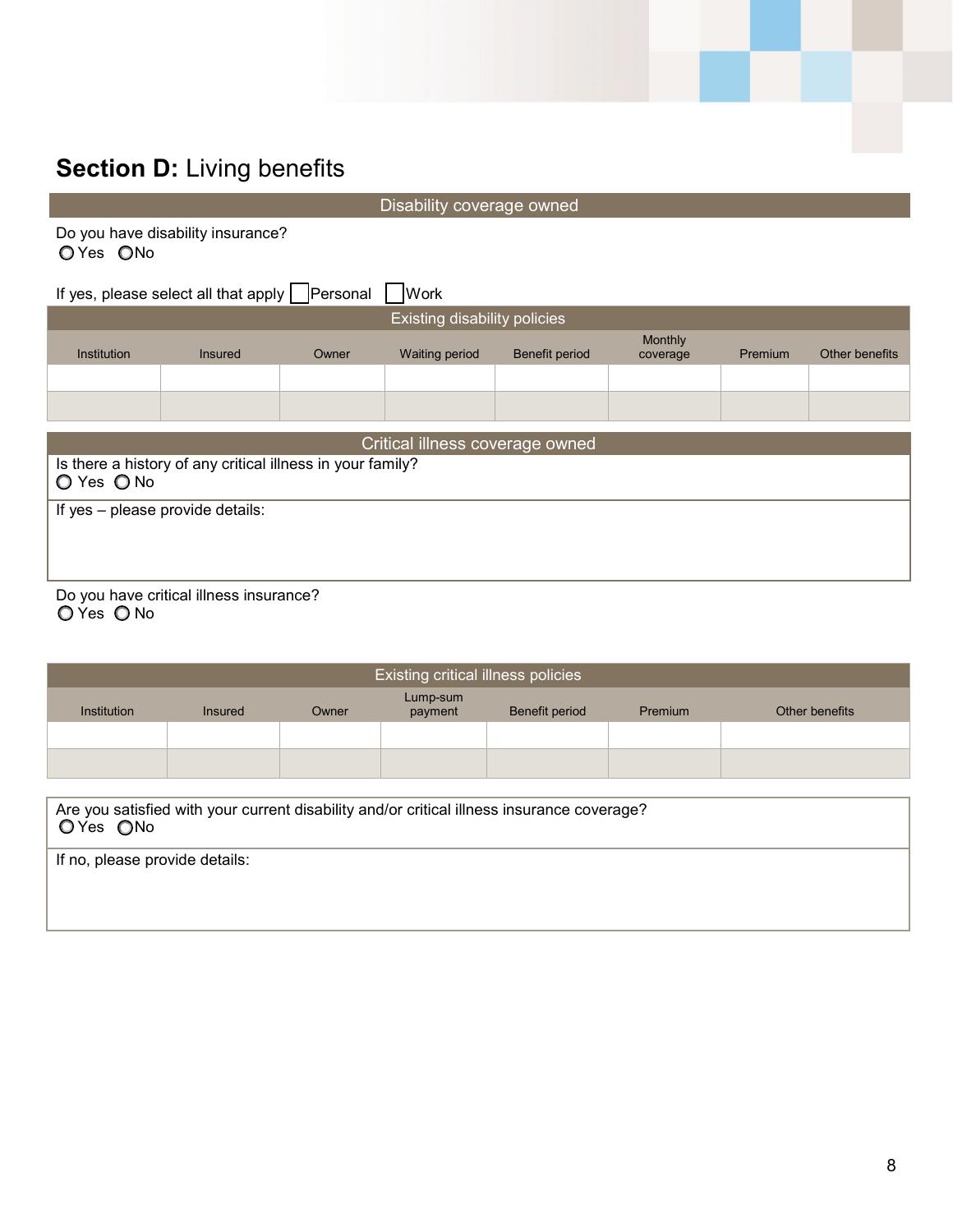# **Section D:** Living benefits

## Disability coverage owned

Do you have disability insurance?
○ Yes ○ No

If yes, please select all that apply ☐ Personal ☐ Work

| Existing disability policies | | | | | | | |
|---|---|---|---|---|---|---|---|
| Institution | Insured | Owner | Waiting period | Benefit period | Monthly coverage | Premium | Other benefits |
| | | | | | | | |
| | | | | | | | |

## Critical illness coverage owned

Is there a history of any critical illness in your family?
○ Yes ○ No

If yes – please provide details:

Do you have critical illness insurance?
○ Yes ○ No

| Existing critical illness policies | | | | | | |
|---|---|---|---|---|---|---|
| Institution | Insured | Owner | Lump-sum payment | Benefit period | Premium | Other benefits |
| | | | | | | |
| | | | | | | |

Are you satisfied with your current disability and/or critical illness insurance coverage?
○ Yes ○ No

If no, please provide details: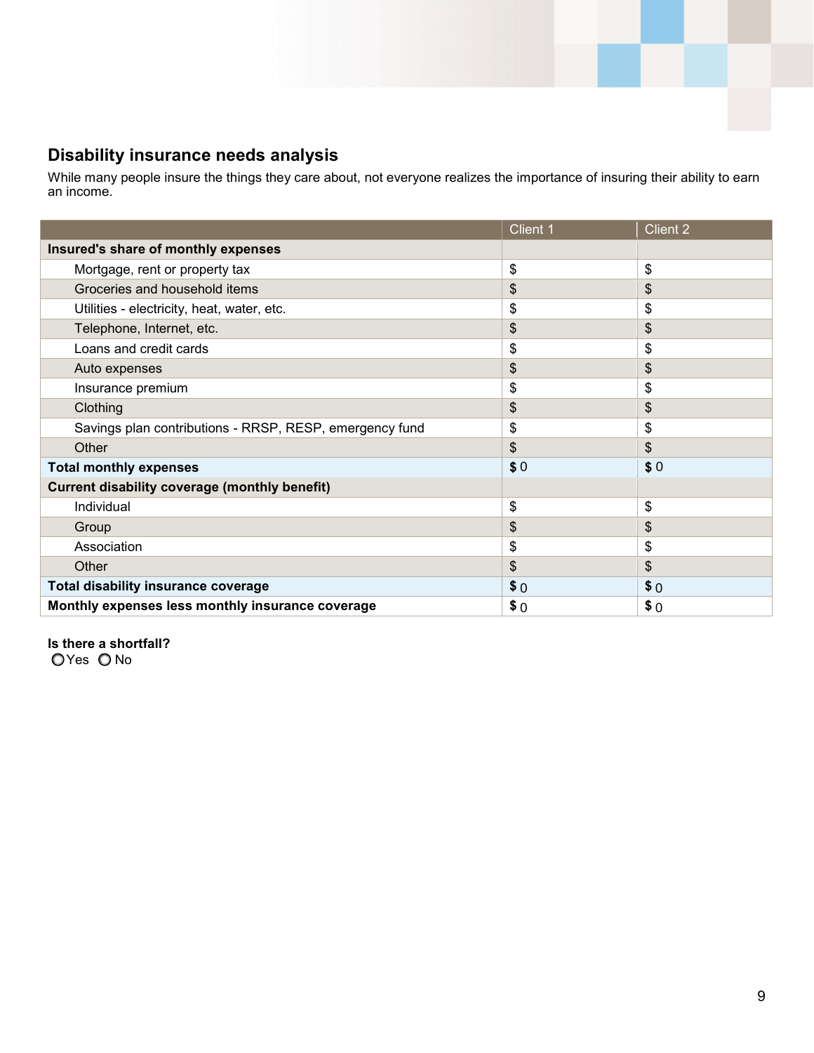## Disability insurance needs analysis

While many people insure the things they care about, not everyone realizes the importance of insuring their ability to earn an income.

| | Client 1 | Client 2 |
|---|---|---|
| **Insured's share of monthly expenses** | | |
| Mortgage, rent or property tax | $ | $ |
| Groceries and household items | $ | $ |
| Utilities - electricity, heat, water, etc. | $ | $ |
| Telephone, Internet, etc. | $ | $ |
| Loans and credit cards | $ | $ |
| Auto expenses | $ | $ |
| Insurance premium | $ | $ |
| Clothing | $ | $ |
| Savings plan contributions - RRSP, RESP, emergency fund | $ | $ |
| Other | $ | $ |
| **Total monthly expenses** | **$** 0 | **$** 0 |
| **Current disability coverage (monthly benefit)** | | |
| Individual | $ | $ |
| Group | $ | $ |
| Association | $ | $ |
| Other | $ | $ |
| **Total disability insurance coverage** | **$** 0 | **$** 0 |
| **Monthly expenses less monthly insurance coverage** | **$** 0 | **$** 0 |

**Is there a shortfall?**

○ Yes ○ No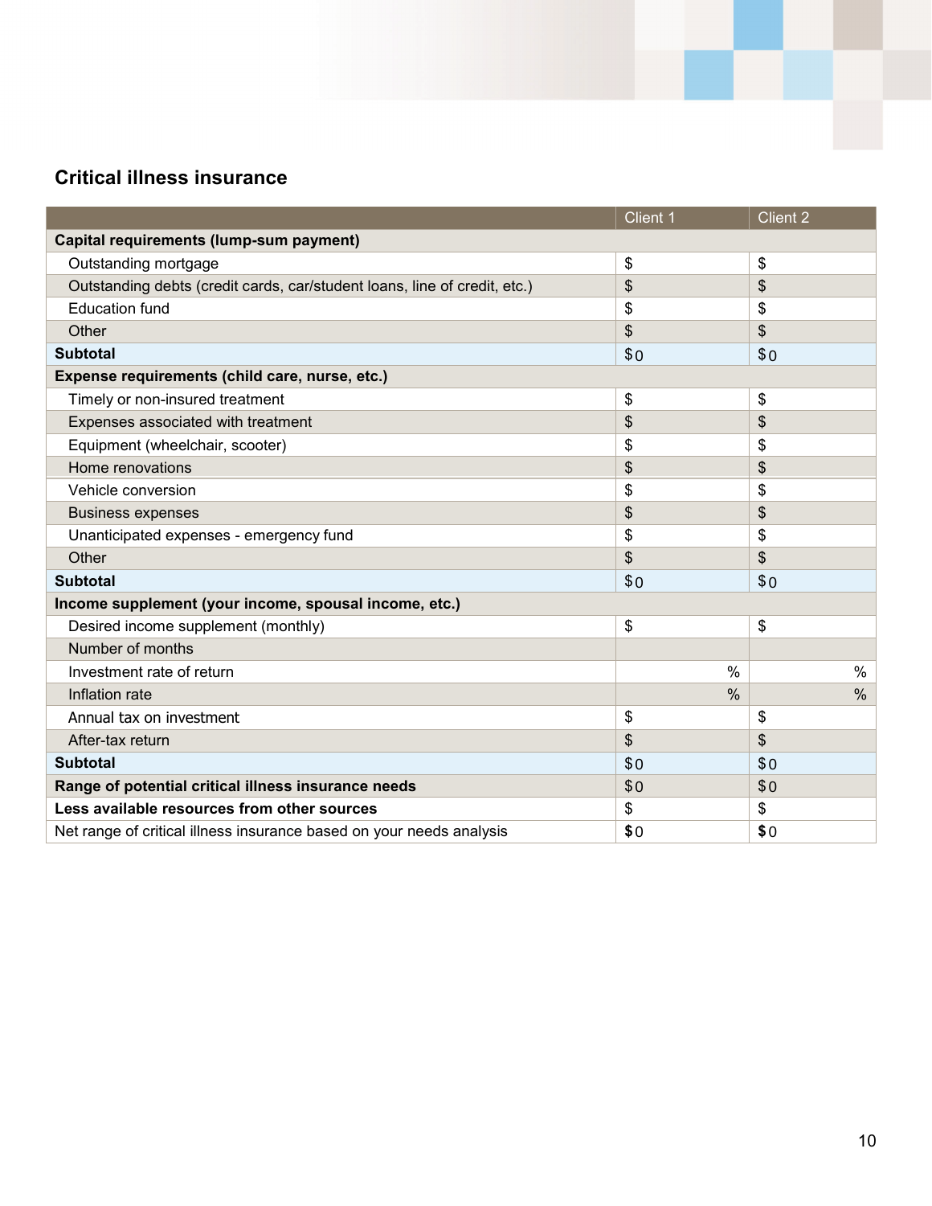## Critical illness insurance

| | Client 1 | Client 2 |
|---|---|---|
| **Capital requirements (lump-sum payment)** | | |
| Outstanding mortgage | $ | $ |
| Outstanding debts (credit cards, car/student loans, line of credit, etc.) | $ | $ |
| Education fund | $ | $ |
| Other | $ | $ |
| **Subtotal** | $0 | $0 |
| **Expense requirements (child care, nurse, etc.)** | | |
| Timely or non-insured treatment | $ | $ |
| Expenses associated with treatment | $ | $ |
| Equipment (wheelchair, scooter) | $ | $ |
| Home renovations | $ | $ |
| Vehicle conversion | $ | $ |
| Business expenses | $ | $ |
| Unanticipated expenses - emergency fund | $ | $ |
| Other | $ | $ |
| **Subtotal** | $0 | $0 |
| **Income supplement (your income, spousal income, etc.)** | | |
| Desired income supplement (monthly) | $ | $ |
| Number of months | | |
| Investment rate of return | % | % |
| Inflation rate | % | % |
| Annual tax on investment | $ | $ |
| After-tax return | $ | $ |
| **Subtotal** | $0 | $0 |
| **Range of potential critical illness insurance needs** | $0 | $0 |
| **Less available resources from other sources** | $ | $ |
| Net range of critical illness insurance based on your needs analysis | **$**0 | **$**0 |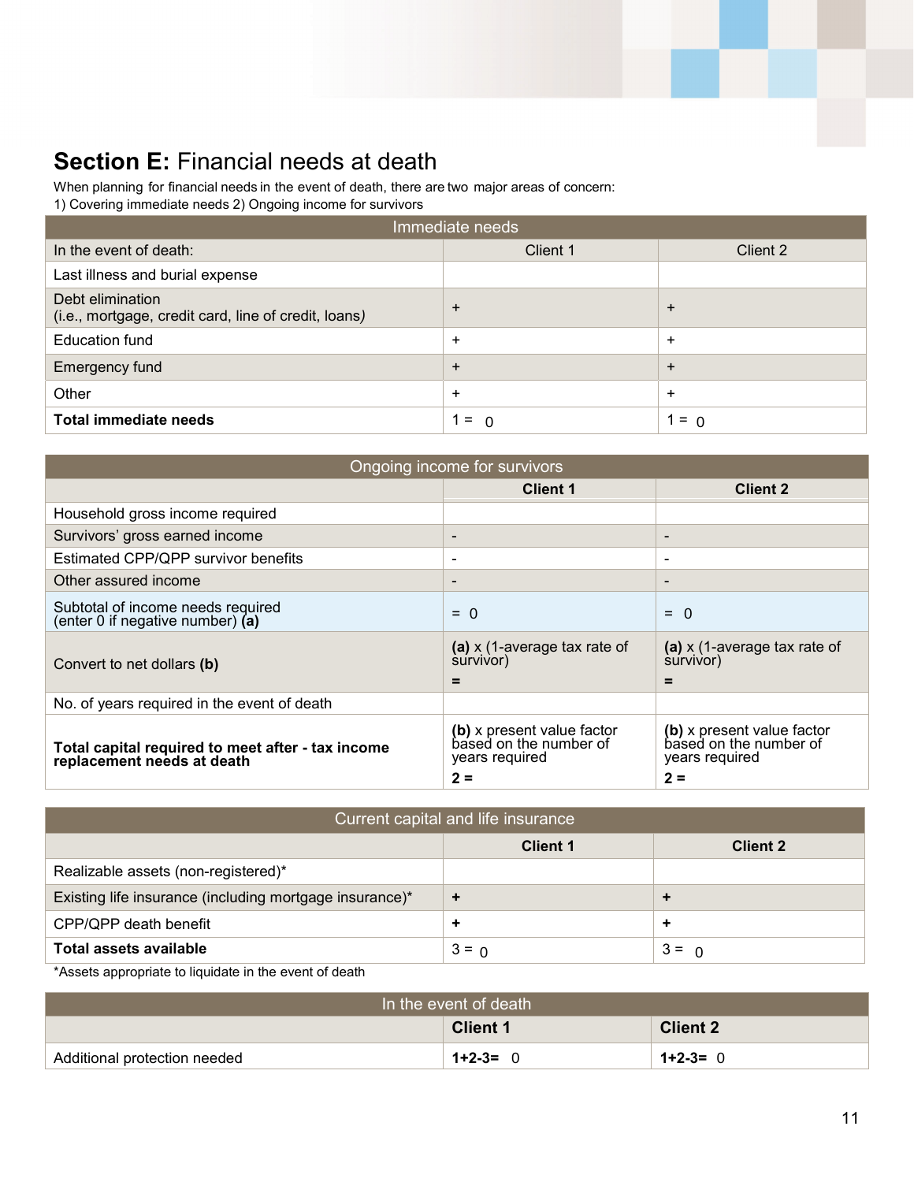## Section E: Financial needs at death

When planning for financial needs in the event of death, there are two major areas of concern:
1) Covering immediate needs 2) Ongoing income for survivors

| Immediate needs | | |
|---|---|---|
| In the event of death: | Client 1 | Client 2 |
| Last illness and burial expense | | |
| Debt elimination<br>(i.e., mortgage, credit card, line of credit, loans) | + | + |
| Education fund | + | + |
| Emergency fund | + | + |
| Other | + | + |
| **Total immediate needs** | 1 = 0 | 1 = 0 |

| Ongoing income for survivors | | |
|---|---|---|
| | **Client 1** | **Client 2** |
| Household gross income required | | |
| Survivors' gross earned income | - | - |
| Estimated CPP/QPP survivor benefits | - | - |
| Other assured income | - | - |
| Subtotal of income needs required<br>(enter 0 if negative number) **(a)** | = 0 | = 0 |
| Convert to net dollars **(b)** | **(a)** x (1-average tax rate of survivor)<br>**=** | **(a)** x (1-average tax rate of survivor)<br>**=** |
| No. of years required in the event of death | | |
| **Total capital required to meet after - tax income replacement needs at death** | **(b)** x present value factor based on the number of years required<br>**2 =** | **(b)** x present value factor based on the number of years required<br>**2 =** |

| Current capital and life insurance | | |
|---|---|---|
| | **Client 1** | **Client 2** |
| Realizable assets (non-registered)* | | |
| Existing life insurance (including mortgage insurance)* | **+** | **+** |
| CPP/QPP death benefit | **+** | **+** |
| **Total assets available** | 3 = 0 | 3 = 0 |

*Assets appropriate to liquidate in the event of death

| In the event of death | | |
|---|---|---|
| | **Client 1** | **Client 2** |
| Additional protection needed | **1+2-3=** 0 | **1+2-3=** 0 |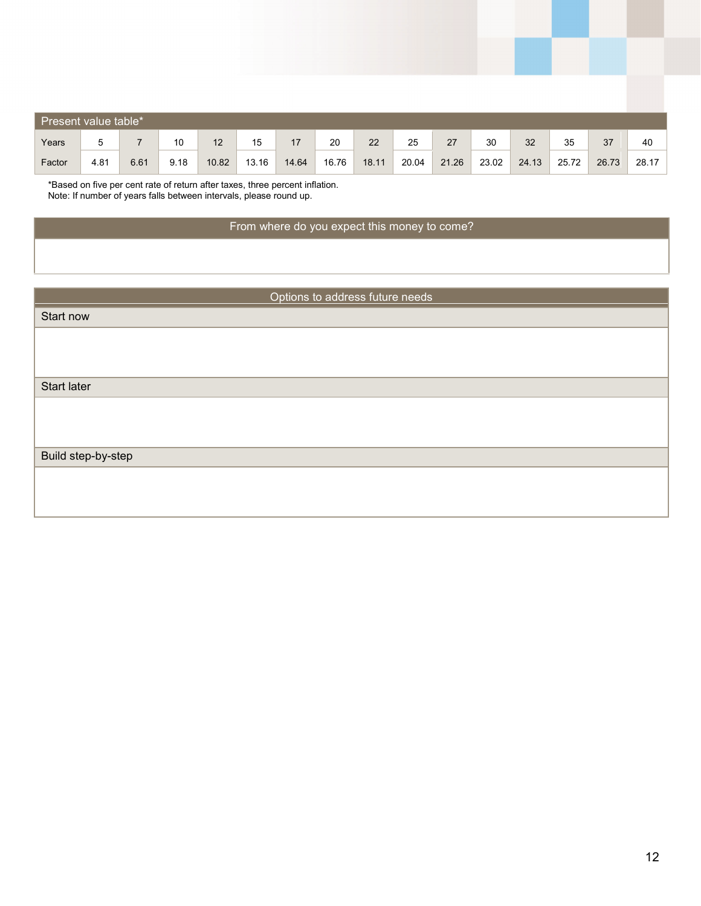| Present value table* | | | | | | | | | | | | | | |
|---|---|---|---|---|---|---|---|---|---|---|---|---|---|---|
| Years | 5 | 7 | 10 | 12 | 15 | 17 | 20 | 22 | 25 | 27 | 30 | 32 | 35 | 37 | 40 |
| Factor | 4.81 | 6.61 | 9.18 | 10.82 | 13.16 | 14.64 | 16.76 | 18.11 | 20.04 | 21.26 | 23.02 | 24.13 | 25.72 | 26.73 | 28.17 |

*Based on five per cent rate of return after taxes, three percent inflation.
Note: If number of years falls between intervals, please round up.

| From where do you expect this money to come? |
|---|
| |

| Options to address future needs |
|---|
| Start now |
| |
| Start later |
| |
| Build step-by-step |
| |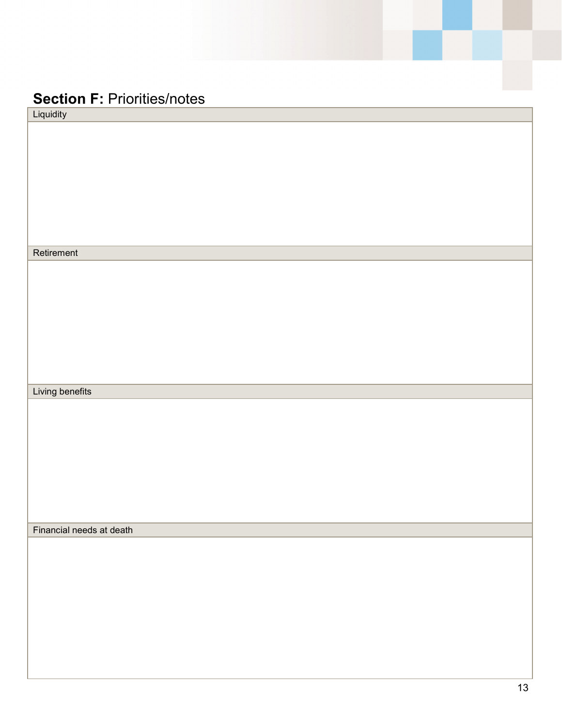## **Section F:** Priorities/notes

| Liquidity |
| --- |
| |

| Retirement |
| --- |
| |

| Living benefits |
| --- |
| |

| Financial needs at death |
| --- |
| |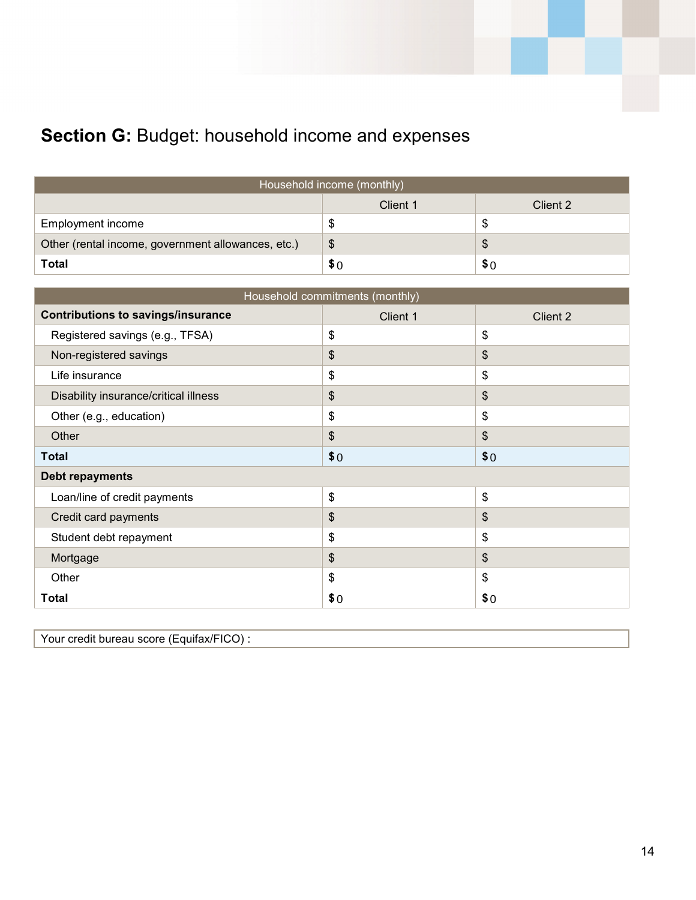## **Section G:** Budget: household income and expenses

| Household income (monthly) | | |
|---|---|---|
| | Client 1 | Client 2 |
| Employment income | $ | $ |
| Other (rental income, government allowances, etc.) | $ | $ |
| **Total** | **$** 0 | **$** 0 |

| Household commitments (monthly) | | |
|---|---|---|
| **Contributions to savings/insurance** | Client 1 | Client 2 |
| Registered savings (e.g., TFSA) | $ | $ |
| Non-registered savings | $ | $ |
| Life insurance | $ | $ |
| Disability insurance/critical illness | $ | $ |
| Other (e.g., education) | $ | $ |
| Other | $ | $ |
| **Total** | **$** 0 | **$** 0 |
| **Debt repayments** | | |
| Loan/line of credit payments | $ | $ |
| Credit card payments | $ | $ |
| Student debt repayment | $ | $ |
| Mortgage | $ | $ |
| Other | $ | $ |
| **Total** | **$** 0 | **$** 0 |

Your credit bureau score (Equifax/FICO) :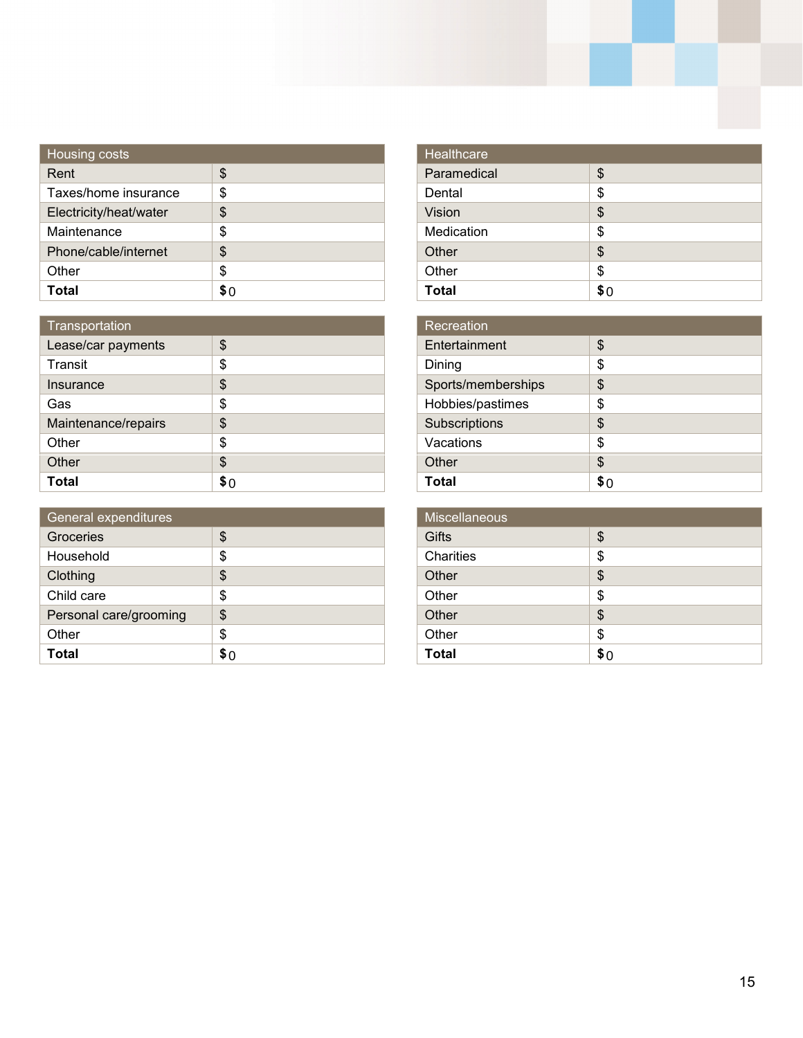| Housing costs | |
|---|---|
| Rent | $ |
| Taxes/home insurance | $ |
| Electricity/heat/water | $ |
| Maintenance | $ |
| Phone/cable/internet | $ |
| Other | $ |
| **Total** | **$** 0 |

| Transportation | |
|---|---|
| Lease/car payments | $ |
| Transit | $ |
| Insurance | $ |
| Gas | $ |
| Maintenance/repairs | $ |
| Other | $ |
| Other | $ |
| **Total** | **$** 0 |

| General expenditures | |
|---|---|
| Groceries | $ |
| Household | $ |
| Clothing | $ |
| Child care | $ |
| Personal care/grooming | $ |
| Other | $ |
| **Total** | **$** 0 |

| Healthcare | |
|---|---|
| Paramedical | $ |
| Dental | $ |
| Vision | $ |
| Medication | $ |
| Other | $ |
| Other | $ |
| **Total** | **$** 0 |

| Recreation | |
|---|---|
| Entertainment | $ |
| Dining | $ |
| Sports/memberships | $ |
| Hobbies/pastimes | $ |
| Subscriptions | $ |
| Vacations | $ |
| Other | $ |
| **Total** | **$** 0 |

| Miscellaneous | |
|---|---|
| Gifts | $ |
| Charities | $ |
| Other | $ |
| Other | $ |
| Other | $ |
| Other | $ |
| **Total** | **$** 0 |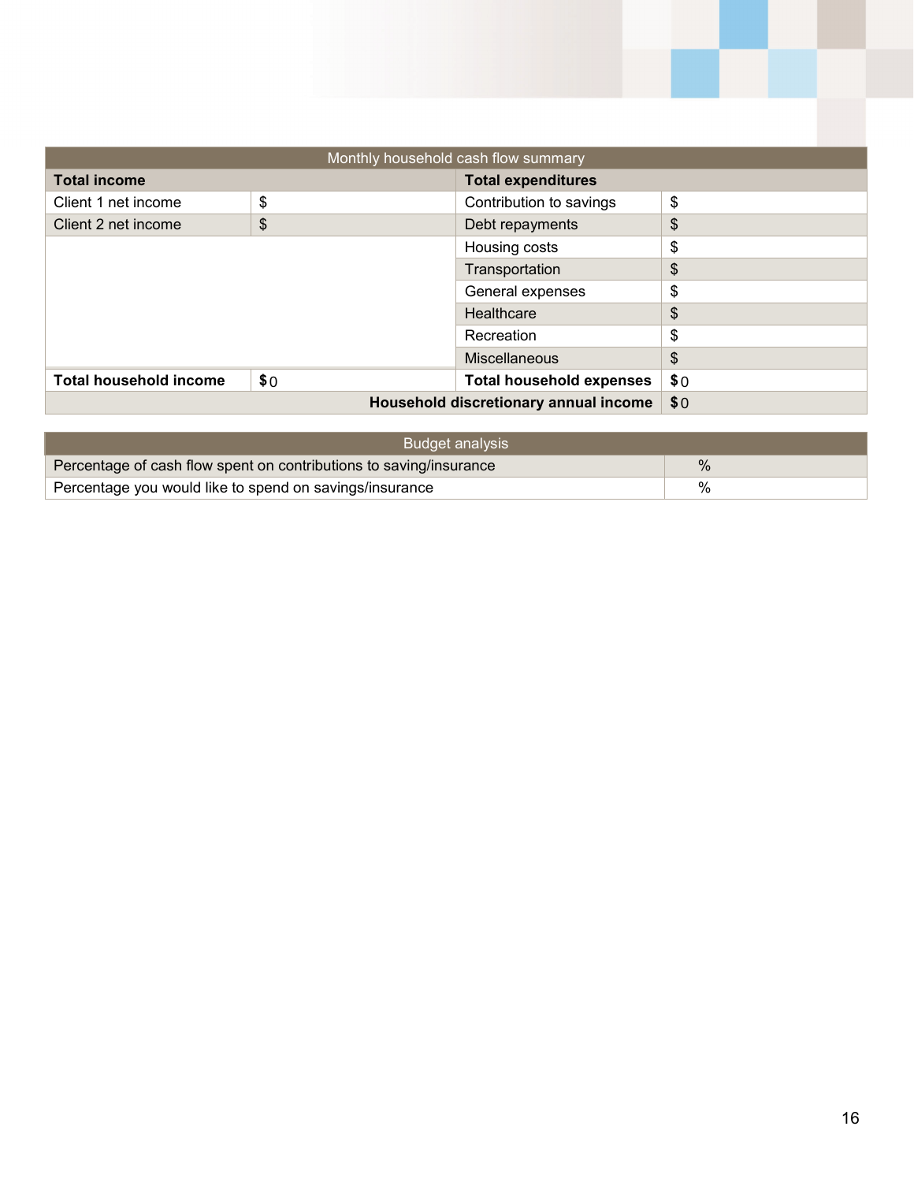| Monthly household cash flow summary | | | |
|---|---|---|---|
| **Total income** | | **Total expenditures** | |
| Client 1 net income | $ | Contribution to savings | $ |
| Client 2 net income | $ | Debt repayments | $ |
| | | Housing costs | $ |
| | | Transportation | $ |
| | | General expenses | $ |
| | | Healthcare | $ |
| | | Recreation | $ |
| | | Miscellaneous | $ |
| **Total household income** | **$** 0 | **Total household expenses** | **$** 0 |
| | | **Household discretionary annual income** | **$** 0 |

| Budget analysis | |
|---|---|
| Percentage of cash flow spent on contributions to saving/insurance | % |
| Percentage you would like to spend on savings/insurance | % |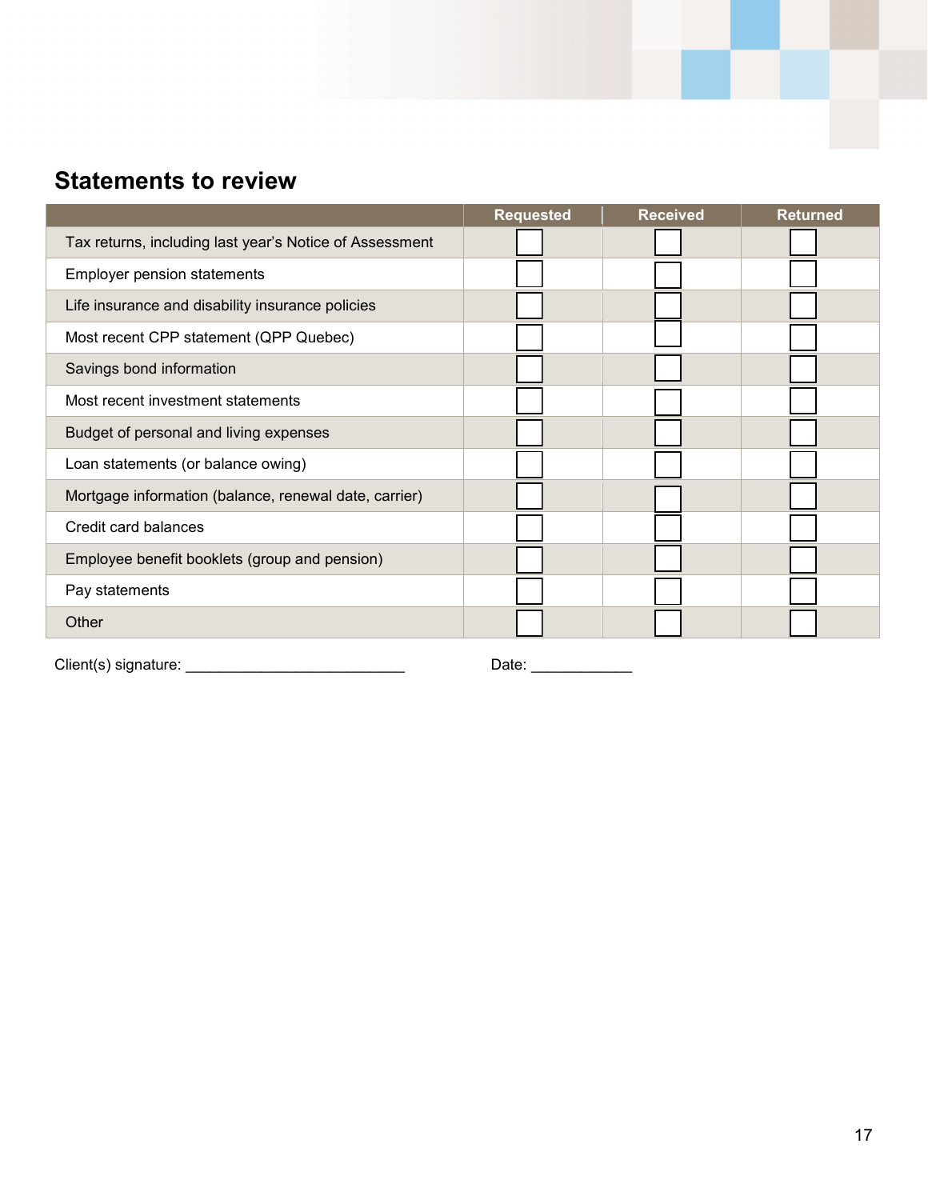## Statements to review

| | Requested | Received | Returned |
|---|---|---|---|
| Tax returns, including last year's Notice of Assessment | ☐ | ☐ | ☐ |
| Employer pension statements | ☐ | ☐ | ☐ |
| Life insurance and disability insurance policies | ☐ | ☐ | ☐ |
| Most recent CPP statement (QPP Quebec) | ☐ | ☐ | ☐ |
| Savings bond information | ☐ | ☐ | ☐ |
| Most recent investment statements | ☐ | ☐ | ☐ |
| Budget of personal and living expenses | ☐ | ☐ | ☐ |
| Loan statements (or balance owing) | ☐ | ☐ | ☐ |
| Mortgage information (balance, renewal date, carrier) | ☐ | ☐ | ☐ |
| Credit card balances | ☐ | ☐ | ☐ |
| Employee benefit booklets (group and pension) | ☐ | ☐ | ☐ |
| Pay statements | ☐ | ☐ | ☐ |
| Other | ☐ | ☐ | ☐ |

Client(s) signature: ___________________________ Date: ____________